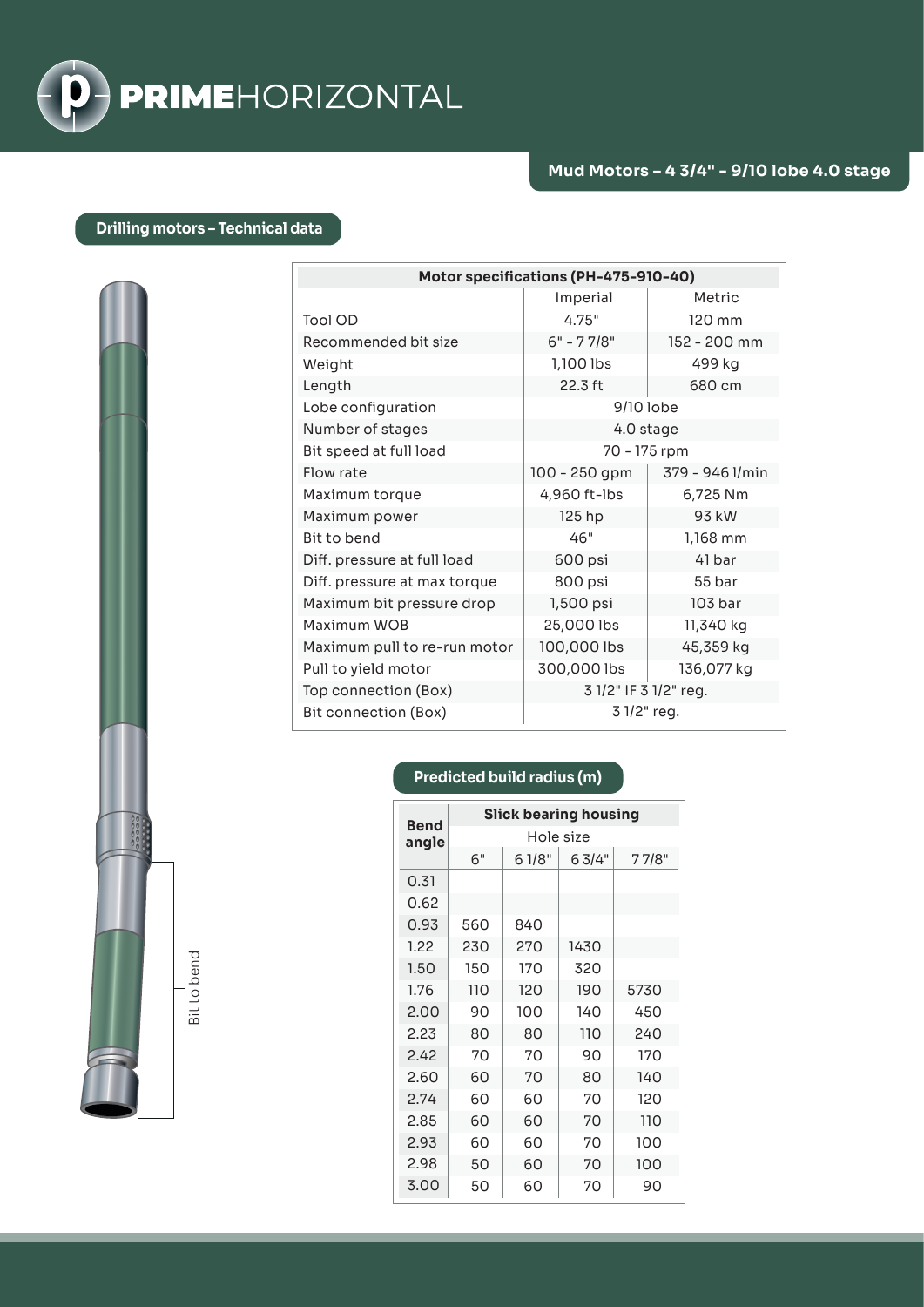# PRIMEHORIZONTAL

## Mud Motors – 4 3/4" - 9/10 lobe 4.0 stage

### Drilling motors – Technical data

| Motor specifications (PH-475-910-40) | | |
|---|---|---|
| | Imperial | Metric |
| Tool OD | 4.75" | 120 mm |
| Recommended bit size | 6" - 7 7/8" | 152 - 200 mm |
| Weight | 1,100 lbs | 499 kg |
| Length | 22.3 ft | 680 cm |
| Lobe configuration | 9/10 lobe | |
| Number of stages | 4.0 stage | |
| Bit speed at full load | 70 - 175 rpm | |
| Flow rate | 100 - 250 gpm | 379 - 946 l/min |
| Maximum torque | 4,960 ft-lbs | 6,725 Nm |
| Maximum power | 125 hp | 93 kW |
| Bit to bend | 46" | 1,168 mm |
| Diff. pressure at full load | 600 psi | 41 bar |
| Diff. pressure at max torque | 800 psi | 55 bar |
| Maximum bit pressure drop | 1,500 psi | 103 bar |
| Maximum WOB | 25,000 lbs | 11,340 kg |
| Maximum pull to re-run motor | 100,000 lbs | 45,359 kg |
| Pull to yield motor | 300,000 lbs | 136,077 kg |
| Top connection (Box) | 3 1/2" IF 3 1/2" reg. | |
| Bit connection (Box) | 3 1/2" reg. | |

Bit to bend

### Predicted build radius (m)

| Bend angle | Slick bearing housing | | | |
|---|---|---|---|---|
| | Hole size | | | |
| | 6" | 6 1/8" | 6 3/4" | 7 7/8" |
| 0.31 | | | | |
| 0.62 | | | | |
| 0.93 | 560 | 840 | | |
| 1.22 | 230 | 270 | 1430 | |
| 1.50 | 150 | 170 | 320 | |
| 1.76 | 110 | 120 | 190 | 5730 |
| 2.00 | 90 | 100 | 140 | 450 |
| 2.23 | 80 | 80 | 110 | 240 |
| 2.42 | 70 | 70 | 90 | 170 |
| 2.60 | 60 | 70 | 80 | 140 |
| 2.74 | 60 | 60 | 70 | 120 |
| 2.85 | 60 | 60 | 70 | 110 |
| 2.93 | 60 | 60 | 70 | 100 |
| 2.98 | 50 | 60 | 70 | 100 |
| 3.00 | 50 | 60 | 70 | 90 |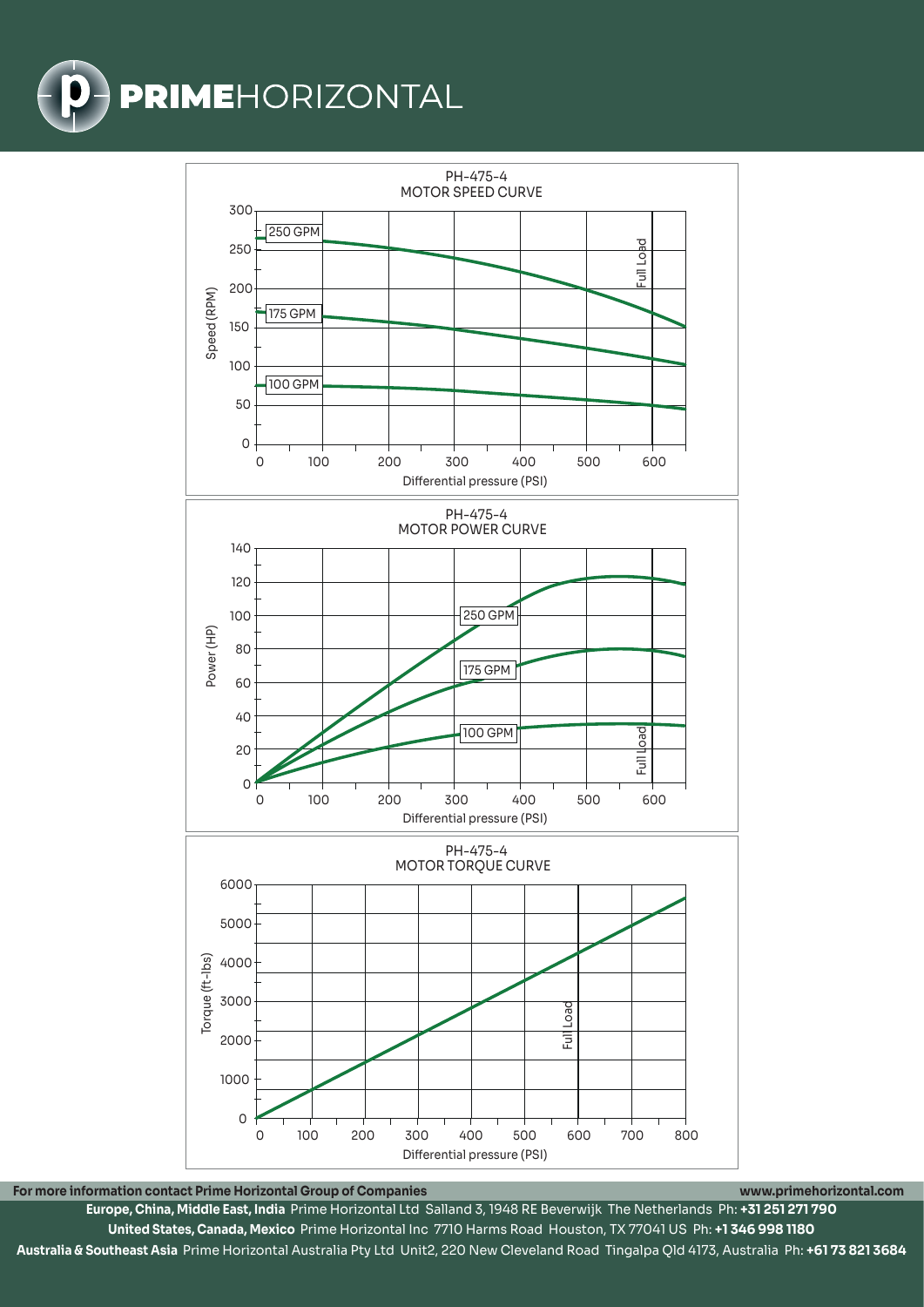PRIMEHORIZONTAL

PH-475-4
MOTOR SPEED CURVE

Speed (RPM)

300
250
200
150
100
50
0

250 GPM
175 GPM
100 GPM
Full Load

0 100 200 300 400 500 600

Differential pressure (PSI)

PH-475-4
MOTOR POWER CURVE

Power (HP)

140
120
100
80
60
40
20
0

250 GPM
175 GPM
100 GPM
Full Load

0 100 200 300 400 500 600

Differential pressure (PSI)

PH-475-4
MOTOR TORQUE CURVE

Torque (ft-lbs)

6000
5000
4000
3000
2000
1000
0

Full Load

0 100 200 300 400 500 600 700 800

Differential pressure (PSI)

**For more information contact Prime Horizontal Group of Companies** **www.primehorizontal.com**

**Europe, China, Middle East, India** Prime Horizontal Ltd Salland 3, 1948 RE Beverwijk The Netherlands Ph: **+31 251 271 790**

**United States, Canada, Mexico** Prime Horizontal Inc 7710 Harms Road Houston, TX 77041 US Ph: **+1 346 998 1180**

**Australia & Southeast Asia** Prime Horizontal Australia Pty Ltd Unit2, 220 New Cleveland Road Tingalpa Qld 4173, Australia Ph: **+61 73 821 3684**